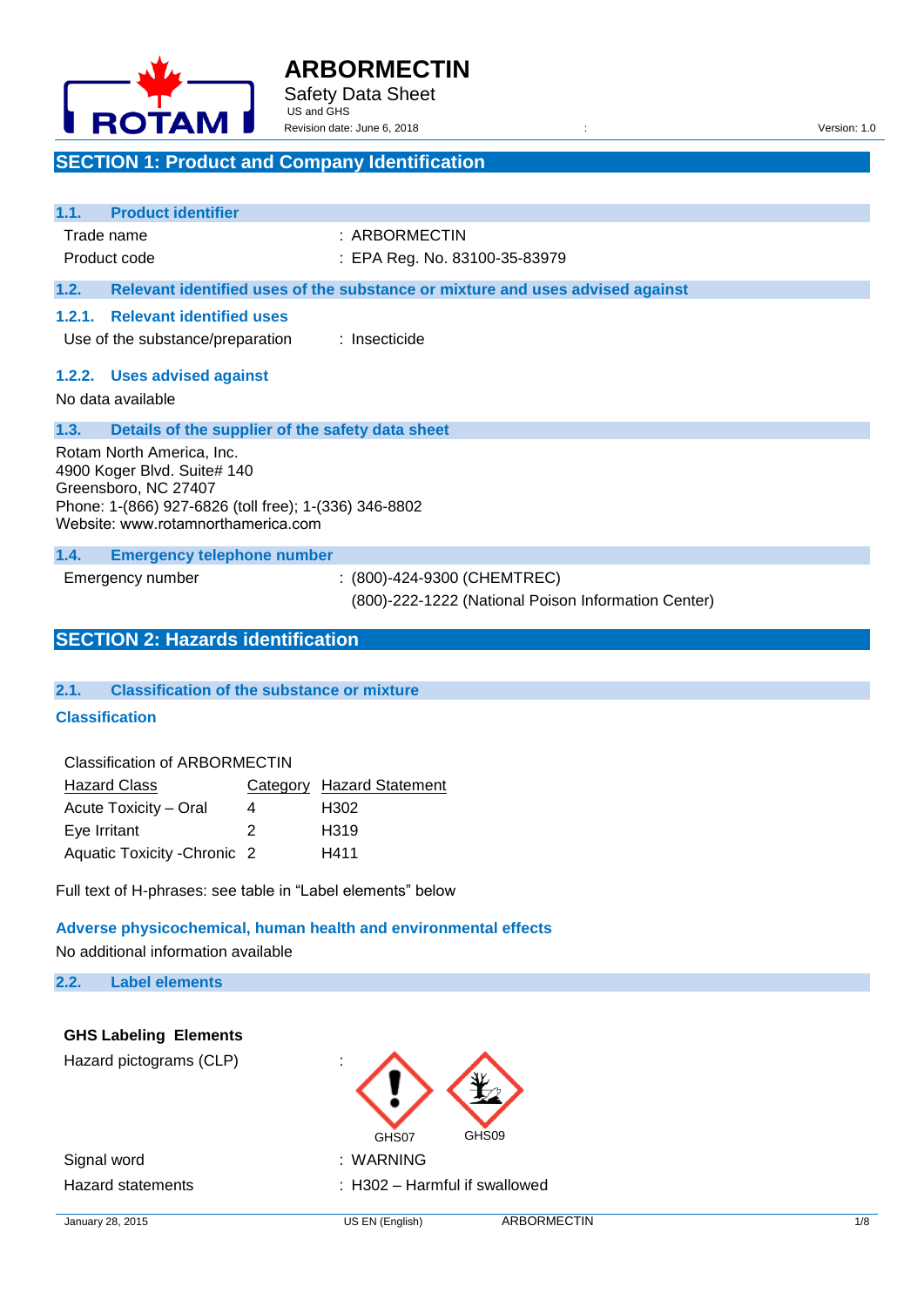# ARBORMECTIN

Safety Data Sheet

US and GHS

Revision date: June 6, 2018 Version: 1.0

## SECTION 1: Product and Company Identification

### 1.1. Product identifier

Trade name : ARBORMECTIN

Product code : EPA Reg. No. 83100-35-83979

### 1.2. Relevant identified uses of the substance or mixture and uses advised against

#### 1.2.1. Relevant identified uses

Use of the substance/preparation : Insecticide

#### 1.2.2. Uses advised against

No data available

### 1.3. Details of the supplier of the safety data sheet

Rotam North America, Inc.
4900 Koger Blvd. Suite# 140
Greensboro, NC 27407
Phone: 1-(866) 927-6826 (toll free); 1-(336) 346-8802
Website: www.rotamnorthamerica.com

### 1.4. Emergency telephone number

Emergency number : (800)-424-9300 (CHEMTREC)
(800)-222-1222 (National Poison Information Center)

## SECTION 2: Hazards identification

### 2.1. Classification of the substance or mixture

**Classification**

Classification of ARBORMECTIN

| Hazard Class | Category | Hazard Statement |
|---|---|---|
| Acute Toxicity – Oral | 4 | H302 |
| Eye Irritant | 2 | H319 |
| Aquatic Toxicity -Chronic | 2 | H411 |

Full text of H-phrases: see table in "Label elements" below

**Adverse physicochemical, human health and environmental effects**

No additional information available

### 2.2. Label elements

**GHS Labeling Elements**

Hazard pictograms (CLP) : GHS07 GHS09

Signal word : WARNING

Hazard statements : H302 – Harmful if swallowed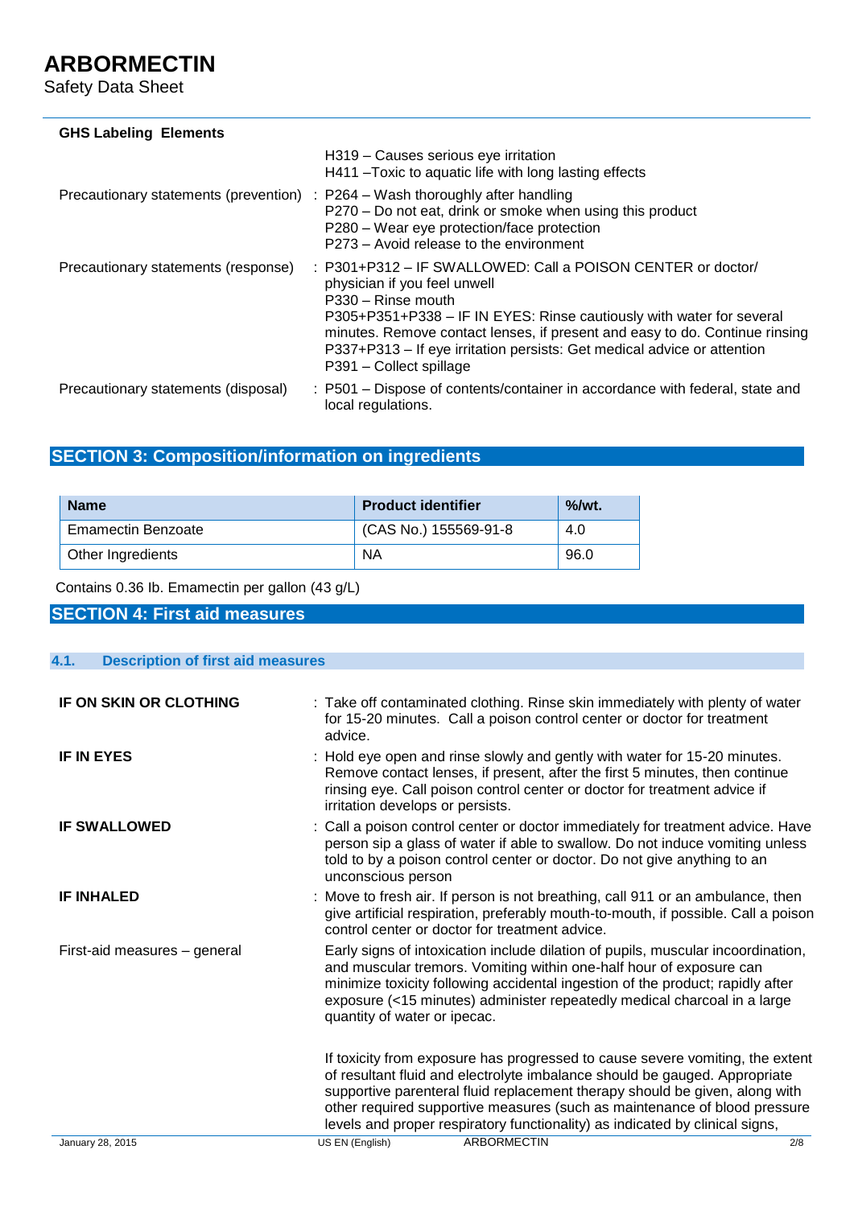**GHS Labeling Elements**

| | |
|---|---|
| | H319 – Causes serious eye irritation<br>H411 –Toxic to aquatic life with long lasting effects |
| Precautionary statements (prevention) | : P264 – Wash thoroughly after handling<br>P270 – Do not eat, drink or smoke when using this product<br>P280 – Wear eye protection/face protection<br>P273 – Avoid release to the environment |
| Precautionary statements (response) | : P301+P312 – IF SWALLOWED: Call a POISON CENTER or doctor/ physician if you feel unwell<br>P330 – Rinse mouth<br>P305+P351+P338 – IF IN EYES: Rinse cautiously with water for several minutes. Remove contact lenses, if present and easy to do. Continue rinsing<br>P337+P313 – If eye irritation persists: Get medical advice or attention<br>P391 – Collect spillage |
| Precautionary statements (disposal) | : P501 – Dispose of contents/container in accordance with federal, state and local regulations. |

## SECTION 3: Composition/information on ingredients

| Name | Product identifier | %/wt. |
|---|---|---|
| Emamectin Benzoate | (CAS No.) 155569-91-8 | 4.0 |
| Other Ingredients | NA | 96.0 |

Contains 0.36 lb. Emamectin per gallon (43 g/L)

## SECTION 4: First aid measures

### 4.1. Description of first aid measures

**IF ON SKIN OR CLOTHING** : Take off contaminated clothing. Rinse skin immediately with plenty of water for 15-20 minutes. Call a poison control center or doctor for treatment advice.

**IF IN EYES** : Hold eye open and rinse slowly and gently with water for 15-20 minutes. Remove contact lenses, if present, after the first 5 minutes, then continue rinsing eye. Call poison control center or doctor for treatment advice if irritation develops or persists.

**IF SWALLOWED** : Call a poison control center or doctor immediately for treatment advice. Have person sip a glass of water if able to swallow. Do not induce vomiting unless told to by a poison control center or doctor. Do not give anything to an unconscious person

**IF INHALED** : Move to fresh air. If person is not breathing, call 911 or an ambulance, then give artificial respiration, preferably mouth-to-mouth, if possible. Call a poison control center or doctor for treatment advice.

First-aid measures – general

Early signs of intoxication include dilation of pupils, muscular incoordination, and muscular tremors. Vomiting within one-half hour of exposure can minimize toxicity following accidental ingestion of the product; rapidly after exposure (<15 minutes) administer repeatedly medical charcoal in a large quantity of water or ipecac.

If toxicity from exposure has progressed to cause severe vomiting, the extent of resultant fluid and electrolyte imbalance should be gauged. Appropriate supportive parenteral fluid replacement therapy should be given, along with other required supportive measures (such as maintenance of blood pressure levels and proper respiratory functionality) as indicated by clinical signs,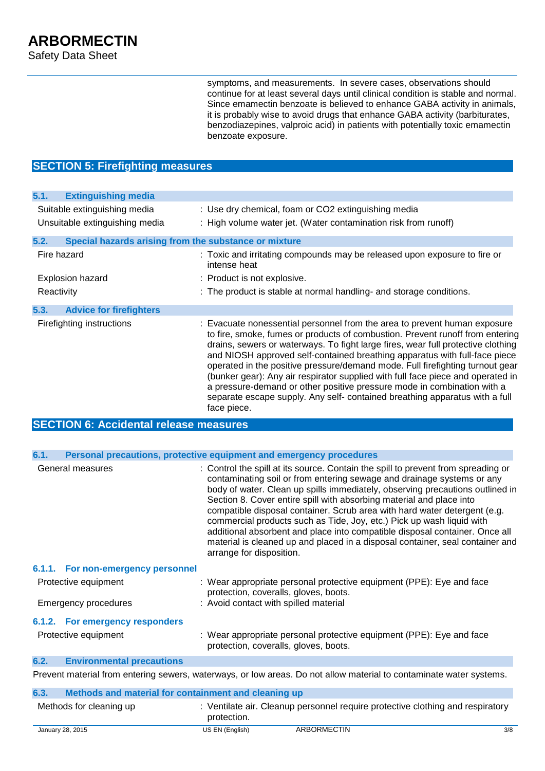symptoms, and measurements. In severe cases, observations should continue for at least several days until clinical condition is stable and normal. Since emamectin benzoate is believed to enhance GABA activity in animals, it is probably wise to avoid drugs that enhance GABA activity (barbiturates, benzodiazepines, valproic acid) in patients with potentially toxic emamectin benzoate exposure.

## SECTION 5: Firefighting measures

### 5.1. Extinguishing media

| | |
|---|---|
| Suitable extinguishing media | : Use dry chemical, foam or $CO_2$ extinguishing media |
| Unsuitable extinguishing media | : High volume water jet. (Water contamination risk from runoff) |

### 5.2. Special hazards arising from the substance or mixture

| | |
|---|---|
| Fire hazard | : Toxic and irritating compounds may be released upon exposure to fire or intense heat |
| Explosion hazard | : Product is not explosive. |
| Reactivity | : The product is stable at normal handling- and storage conditions. |

### 5.3. Advice for firefighters

| | |
|---|---|
| Firefighting instructions | : Evacuate nonessential personnel from the area to prevent human exposure to fire, smoke, fumes or products of combustion. Prevent runoff from entering drains, sewers or waterways. To fight large fires, wear full protective clothing and NIOSH approved self-contained breathing apparatus with full-face piece operated in the positive pressure/demand mode. Full firefighting turnout gear (bunker gear): Any air respirator supplied with full face piece and operated in a pressure-demand or other positive pressure mode in combination with a separate escape supply. Any self- contained breathing apparatus with a full face piece. |

## SECTION 6: Accidental release measures

### 6.1. Personal precautions, protective equipment and emergency procedures

| | |
|---|---|
| General measures | : Control the spill at its source. Contain the spill to prevent from spreading or contaminating soil or from entering sewage and drainage systems or any body of water. Clean up spills immediately, observing precautions outlined in Section 8. Cover entire spill with absorbing material and place into compatible disposal container. Scrub area with hard water detergent (e.g. commercial products such as Tide, Joy, etc.) Pick up wash liquid with additional absorbent and place into compatible disposal container. Once all material is cleaned up and placed in a disposal container, seal container and arrange for disposition. |

#### 6.1.1. For non-emergency personnel

| | |
|---|---|
| Protective equipment | : Wear appropriate personal protective equipment (PPE): Eye and face protection, coveralls, gloves, boots. |
| Emergency procedures | : Avoid contact with spilled material |

#### 6.1.2. For emergency responders

| | |
|---|---|
| Protective equipment | : Wear appropriate personal protective equipment (PPE): Eye and face protection, coveralls, gloves, boots. |

### 6.2. Environmental precautions

Prevent material from entering sewers, waterways, or low areas. Do not allow material to contaminate water systems.

### 6.3. Methods and material for containment and cleaning up

| | |
|---|---|
| Methods for cleaning up | : Ventilate air. Cleanup personnel require protective clothing and respiratory protection. |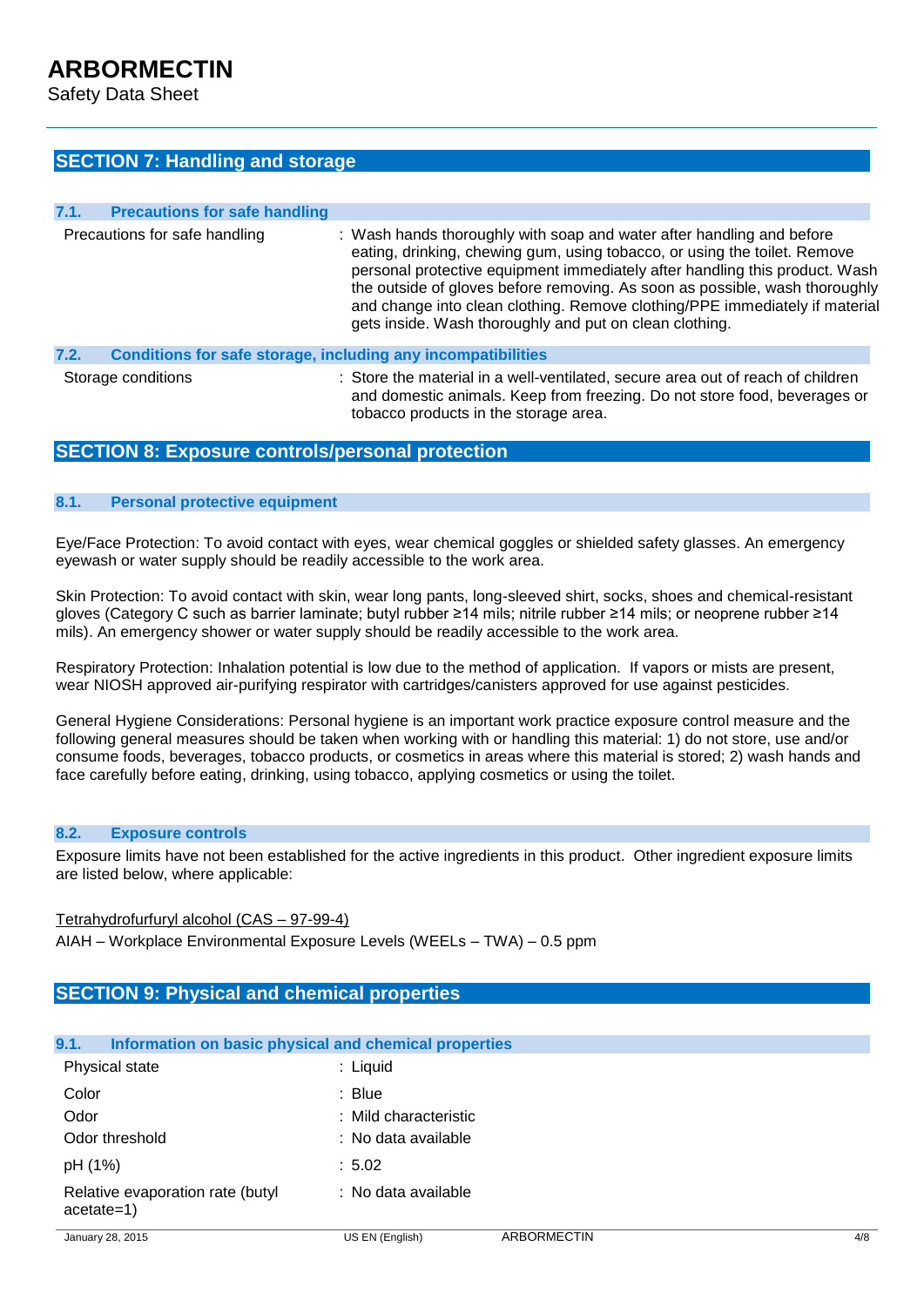## SECTION 7: Handling and storage

### 7.1. Precautions for safe handling

| | |
|---|---|
| Precautions for safe handling | : Wash hands thoroughly with soap and water after handling and before eating, drinking, chewing gum, using tobacco, or using the toilet. Remove personal protective equipment immediately after handling this product. Wash the outside of gloves before removing. As soon as possible, wash thoroughly and change into clean clothing. Remove clothing/PPE immediately if material gets inside. Wash thoroughly and put on clean clothing. |

### 7.2. Conditions for safe storage, including any incompatibilities

| | |
|---|---|
| Storage conditions | : Store the material in a well-ventilated, secure area out of reach of children and domestic animals. Keep from freezing. Do not store food, beverages or tobacco products in the storage area. |

## SECTION 8: Exposure controls/personal protection

### 8.1. Personal protective equipment

Eye/Face Protection: To avoid contact with eyes, wear chemical goggles or shielded safety glasses. An emergency eyewash or water supply should be readily accessible to the work area.

Skin Protection: To avoid contact with skin, wear long pants, long-sleeved shirt, socks, shoes and chemical-resistant gloves (Category C such as barrier laminate; butyl rubber ≥14 mils; nitrile rubber ≥14 mils; or neoprene rubber ≥14 mils). An emergency shower or water supply should be readily accessible to the work area.

Respiratory Protection: Inhalation potential is low due to the method of application. If vapors or mists are present, wear NIOSH approved air-purifying respirator with cartridges/canisters approved for use against pesticides.

General Hygiene Considerations: Personal hygiene is an important work practice exposure control measure and the following general measures should be taken when working with or handling this material: 1) do not store, use and/or consume foods, beverages, tobacco products, or cosmetics in areas where this material is stored; 2) wash hands and face carefully before eating, drinking, using tobacco, applying cosmetics or using the toilet.

### 8.2. Exposure controls

Exposure limits have not been established for the active ingredients in this product. Other ingredient exposure limits are listed below, where applicable:

Tetrahydrofurfuryl alcohol (CAS – 97-99-4)

AIAH – Workplace Environmental Exposure Levels (WEELs – TWA) – 0.5 ppm

## SECTION 9: Physical and chemical properties

### 9.1. Information on basic physical and chemical properties

| | |
|---|---|
| Physical state | : Liquid |
| Color | : Blue |
| Odor | : Mild characteristic |
| Odor threshold | : No data available |
| pH (1%) | : 5.02 |
| Relative evaporation rate (butyl acetate=1) | : No data available |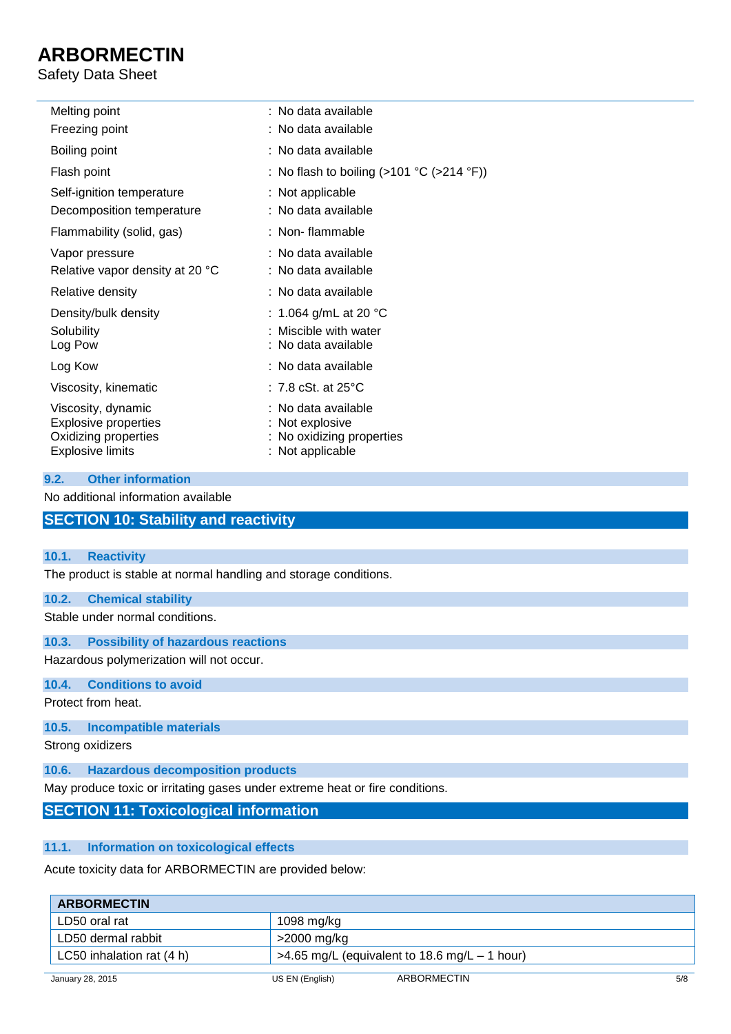| | |
|---|---|
| Melting point | : No data available |
| Freezing point | : No data available |
| Boiling point | : No data available |
| Flash point | : No flash to boiling (>101 °C (>214 °F)) |
| Self-ignition temperature | : Not applicable |
| Decomposition temperature | : No data available |
| Flammability (solid, gas) | : Non- flammable |
| Vapor pressure | : No data available |
| Relative vapor density at 20 °C | : No data available |
| Relative density | : No data available |
| Density/bulk density | : 1.064 g/mL at 20 °C |
| Solubility | : Miscible with water |
| Log Pow | : No data available |
| Log Kow | : No data available |
| Viscosity, kinematic | : 7.8 cSt. at 25°C |
| Viscosity, dynamic | : No data available |
| Explosive properties | : Not explosive |
| Oxidizing properties | : No oxidizing properties |
| Explosive limits | : Not applicable |

### 9.2. Other information

No additional information available

## SECTION 10: Stability and reactivity

### 10.1. Reactivity

The product is stable at normal handling and storage conditions.

### 10.2. Chemical stability

Stable under normal conditions.

### 10.3. Possibility of hazardous reactions

Hazardous polymerization will not occur.

### 10.4. Conditions to avoid

Protect from heat.

### 10.5. Incompatible materials

Strong oxidizers

### 10.6. Hazardous decomposition products

May produce toxic or irritating gases under extreme heat or fire conditions.

## SECTION 11: Toxicological information

### 11.1. Information on toxicological effects

Acute toxicity data for ARBORMECTIN are provided below:

| ARBORMECTIN | |
|---|---|
| LD50 oral rat | 1098 mg/kg |
| LD50 dermal rabbit | >2000 mg/kg |
| LC50 inhalation rat (4 h) | >4.65 mg/L (equivalent to 18.6 mg/L – 1 hour) |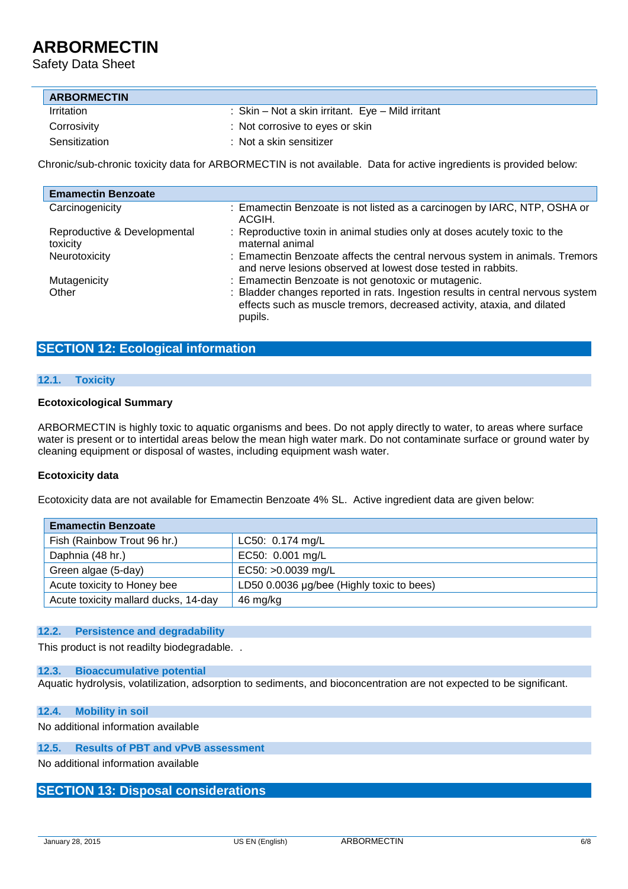| ARBORMECTIN | |
|---|---|
| Irritation | : Skin – Not a skin irritant. Eye – Mild irritant |
| Corrosivity | : Not corrosive to eyes or skin |
| Sensitization | : Not a skin sensitizer |

Chronic/sub-chronic toxicity data for ARBORMECTIN is not available. Data for active ingredients is provided below:

| Emamectin Benzoate | |
|---|---|
| Carcinogenicity | : Emamectin Benzoate is not listed as a carcinogen by IARC, NTP, OSHA or ACGIH. |
| Reproductive & Developmental toxicity | : Reproductive toxin in animal studies only at doses acutely toxic to the maternal animal |
| Neurotoxicity | : Emamectin Benzoate affects the central nervous system in animals. Tremors and nerve lesions observed at lowest dose tested in rabbits. |
| Mutagenicity | : Emamectin Benzoate is not genotoxic or mutagenic. |
| Other | : Bladder changes reported in rats. Ingestion results in central nervous system effects such as muscle tremors, decreased activity, ataxia, and dilated pupils. |

## SECTION 12: Ecological information

### 12.1. Toxicity

**Ecotoxicological Summary**

ARBORMECTIN is highly toxic to aquatic organisms and bees. Do not apply directly to water, to areas where surface water is present or to intertidal areas below the mean high water mark. Do not contaminate surface or ground water by cleaning equipment or disposal of wastes, including equipment wash water.

**Ecotoxicity data**

Ecotoxicity data are not available for Emamectin Benzoate 4% SL. Active ingredient data are given below:

| Emamectin Benzoate | |
|---|---|
| Fish (Rainbow Trout 96 hr.) | LC50: 0.174 mg/L |
| Daphnia (48 hr.) | EC50: 0.001 mg/L |
| Green algae (5-day) | EC50: >0.0039 mg/L |
| Acute toxicity to Honey bee | LD50 0.0036 µg/bee (Highly toxic to bees) |
| Acute toxicity mallard ducks, 14-day | 46 mg/kg |

### 12.2. Persistence and degradability

This product is not readilty biodegradable. .

### 12.3. Bioaccumulative potential

Aquatic hydrolysis, volatilization, adsorption to sediments, and bioconcentration are not expected to be significant.

### 12.4. Mobility in soil

No additional information available

### 12.5. Results of PBT and vPvB assessment

No additional information available

## SECTION 13: Disposal considerations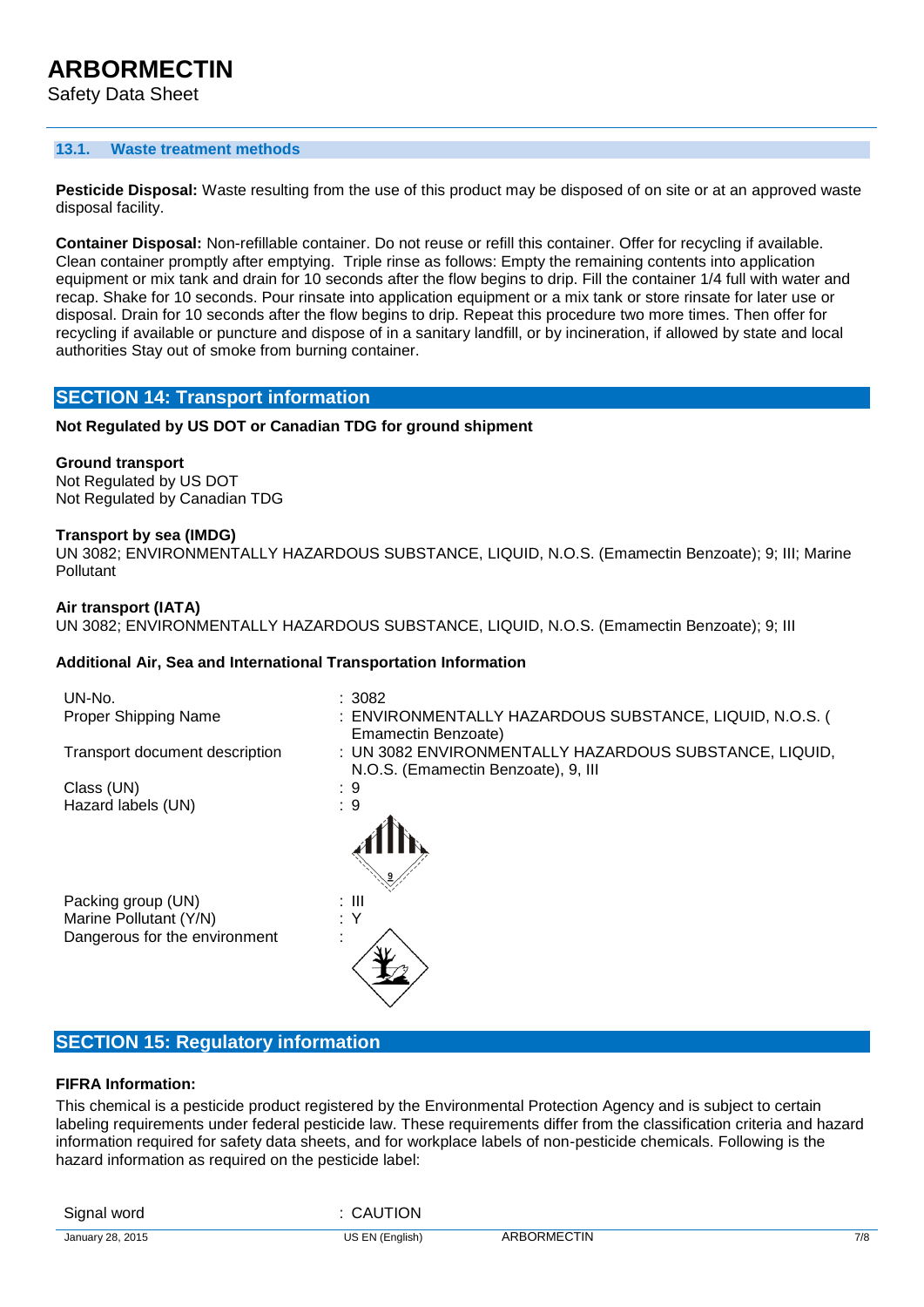### 13.1. Waste treatment methods

**Pesticide Disposal:** Waste resulting from the use of this product may be disposed of on site or at an approved waste disposal facility.

**Container Disposal:** Non-refillable container. Do not reuse or refill this container. Offer for recycling if available. Clean container promptly after emptying. Triple rinse as follows: Empty the remaining contents into application equipment or mix tank and drain for 10 seconds after the flow begins to drip. Fill the container 1/4 full with water and recap. Shake for 10 seconds. Pour rinsate into application equipment or a mix tank or store rinsate for later use or disposal. Drain for 10 seconds after the flow begins to drip. Repeat this procedure two more times. Then offer for recycling if available or puncture and dispose of in a sanitary landfill, or by incineration, if allowed by state and local authorities Stay out of smoke from burning container.

## SECTION 14: Transport information

**Not Regulated by US DOT or Canadian TDG for ground shipment**

**Ground transport**
Not Regulated by US DOT
Not Regulated by Canadian TDG

**Transport by sea (IMDG)**
UN 3082; ENVIRONMENTALLY HAZARDOUS SUBSTANCE, LIQUID, N.O.S. (Emamectin Benzoate); 9; III; Marine Pollutant

**Air transport (IATA)**
UN 3082; ENVIRONMENTALLY HAZARDOUS SUBSTANCE, LIQUID, N.O.S. (Emamectin Benzoate); 9; III

**Additional Air, Sea and International Transportation Information**

| | |
|---|---|
| UN-No. | : 3082 |
| Proper Shipping Name | : ENVIRONMENTALLY HAZARDOUS SUBSTANCE, LIQUID, N.O.S. ( Emamectin Benzoate) |
| Transport document description | : UN 3082 ENVIRONMENTALLY HAZARDOUS SUBSTANCE, LIQUID, N.O.S. (Emamectin Benzoate), 9, III |
| Class (UN) | : 9 |
| Hazard labels (UN) | : 9 |
| Packing group (UN) | : III |
| Marine Pollutant (Y/N) | : Y |
| Dangerous for the environment | : |

## SECTION 15: Regulatory information

**FIFRA Information:**

This chemical is a pesticide product registered by the Environmental Protection Agency and is subject to certain labeling requirements under federal pesticide law. These requirements differ from the classification criteria and hazard information required for safety data sheets, and for workplace labels of non-pesticide chemicals. Following is the hazard information as required on the pesticide label:

| | |
|---|---|
| Signal word | : CAUTION |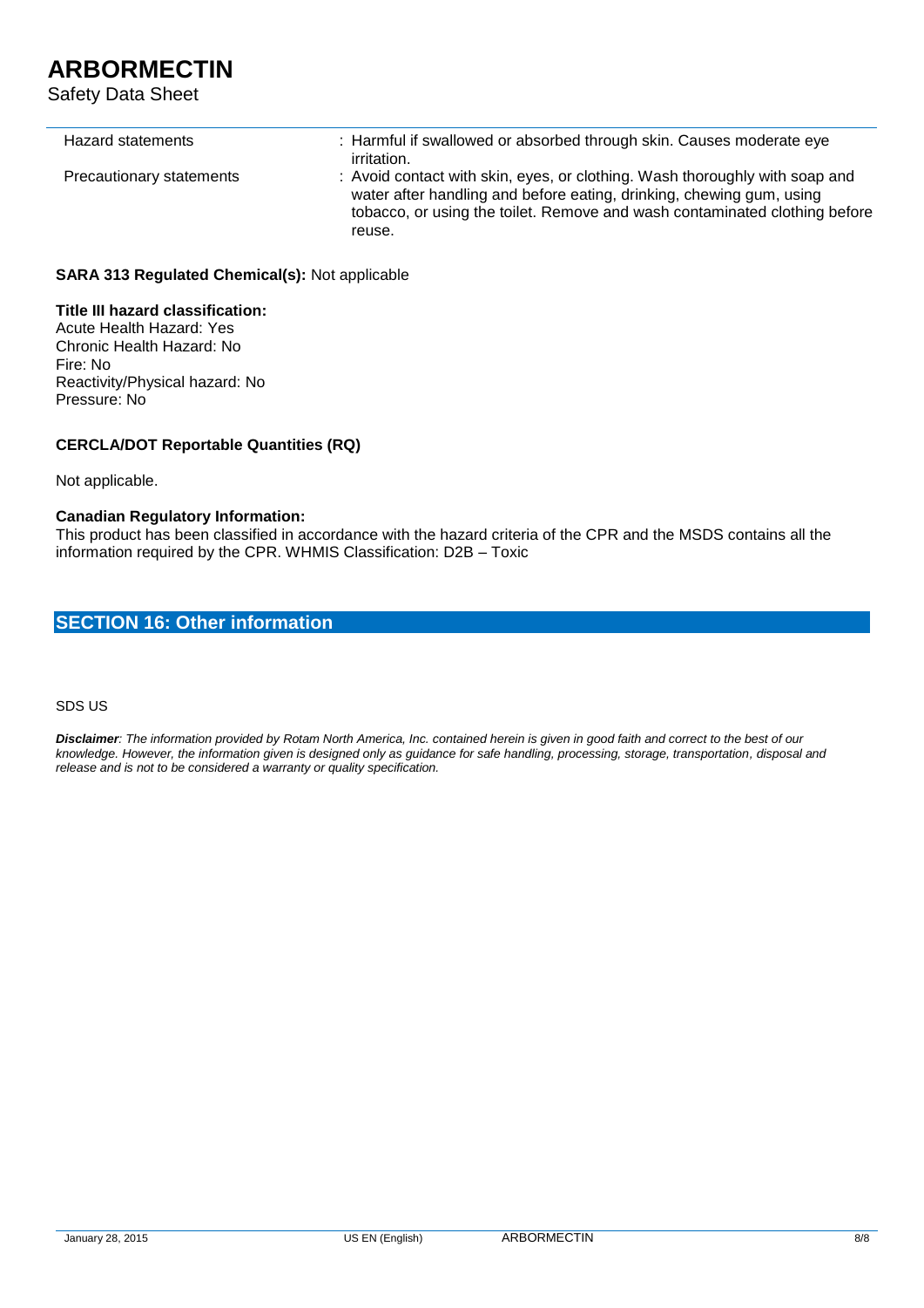| | |
|---|---|
| Hazard statements | : Harmful if swallowed or absorbed through skin. Causes moderate eye irritation. |
| Precautionary statements | : Avoid contact with skin, eyes, or clothing. Wash thoroughly with soap and water after handling and before eating, drinking, chewing gum, using tobacco, or using the toilet. Remove and wash contaminated clothing before reuse. |

**SARA 313 Regulated Chemical(s):** Not applicable

**Title III hazard classification:**
Acute Health Hazard: Yes
Chronic Health Hazard: No
Fire: No
Reactivity/Physical hazard: No
Pressure: No

**CERCLA/DOT Reportable Quantities (RQ)**

Not applicable.

**Canadian Regulatory Information:**
This product has been classified in accordance with the hazard criteria of the CPR and the MSDS contains all the information required by the CPR. WHMIS Classification: D2B – Toxic

## SECTION 16: Other information

SDS US

***Disclaimer**: The information provided by Rotam North America, Inc. contained herein is given in good faith and correct to the best of our knowledge. However, the information given is designed only as guidance for safe handling, processing, storage, transportation, disposal and release and is not to be considered a warranty or quality specification.*